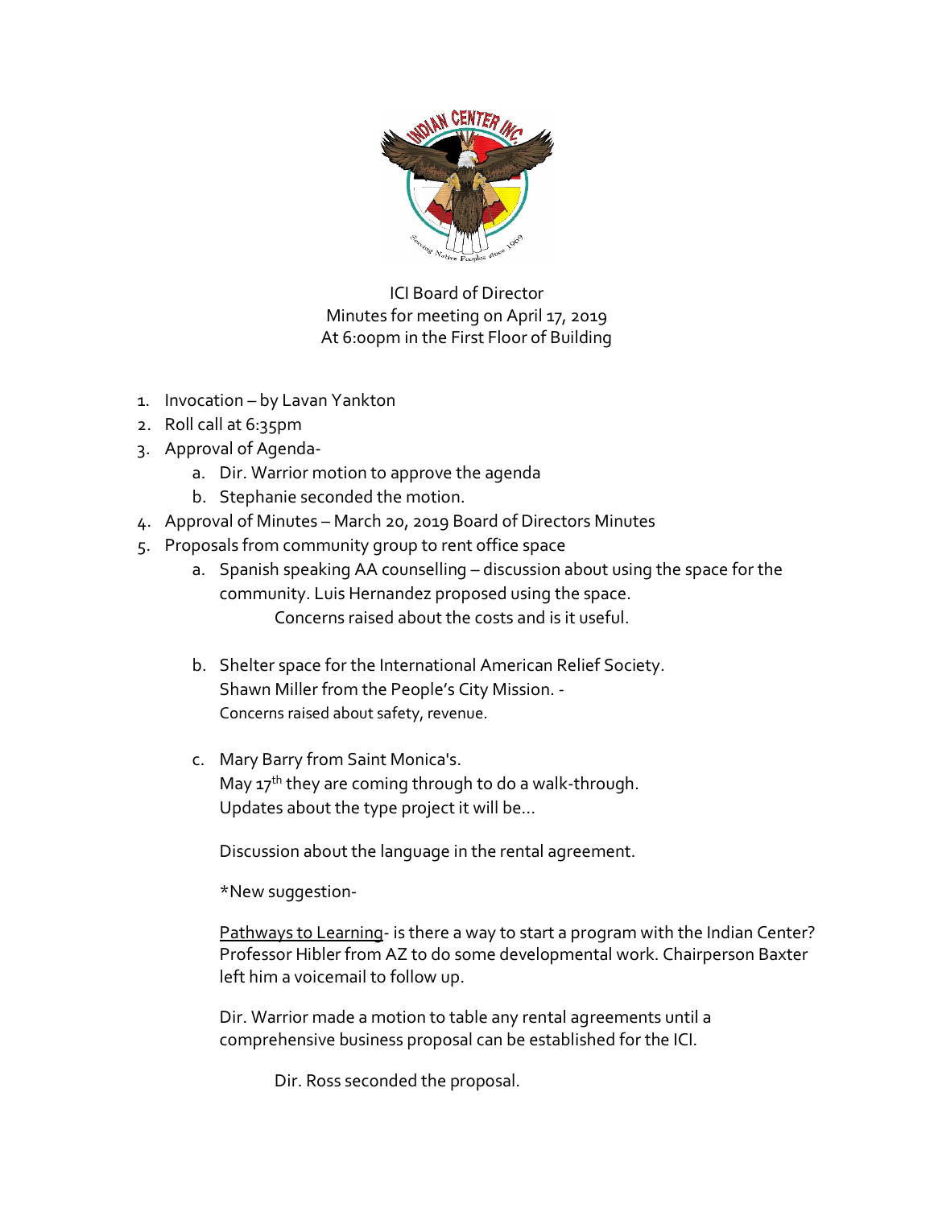ICI Board of Director
Minutes for meeting on April 17, 2019
At 6:00pm in the First Floor of Building

1. Invocation – by Lavan Yankton
2. Roll call at 6:35pm
3. Approval of Agenda-
   a. Dir. Warrior motion to approve the agenda
   b. Stephanie seconded the motion.
4. Approval of Minutes – March 20, 2019 Board of Directors Minutes
5. Proposals from community group to rent office space
   a. Spanish speaking AA counselling – discussion about using the space for the community. Luis Hernandez proposed using the space.
      Concerns raised about the costs and is it useful.

   b. Shelter space for the International American Relief Society.
      Shawn Miller from the People's City Mission. -
      Concerns raised about safety, revenue.

   c. Mary Barry from Saint Monica's.
      May 17th they are coming through to do a walk-through.
      Updates about the type project it will be...

      Discussion about the language in the rental agreement.

      *New suggestion-

      Pathways to Learning- is there a way to start a program with the Indian Center? Professor Hibler from AZ to do some developmental work. Chairperson Baxter left him a voicemail to follow up.

      Dir. Warrior made a motion to table any rental agreements until a comprehensive business proposal can be established for the ICI.

      Dir. Ross seconded the proposal.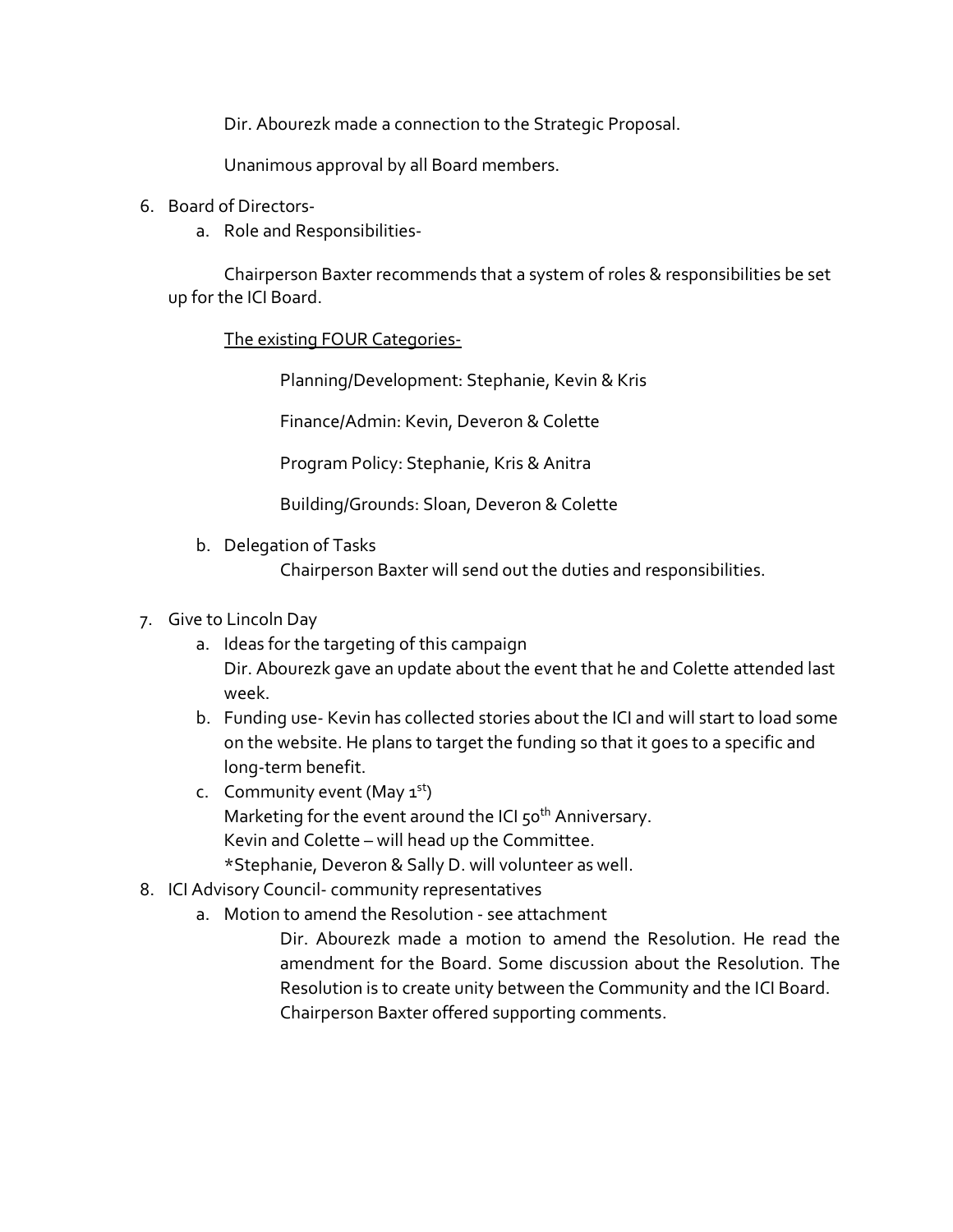Dir. Abourezk made a connection to the Strategic Proposal.

Unanimous approval by all Board members.

6. Board of Directors-
   a. Role and Responsibilities-

      Chairperson Baxter recommends that a system of roles & responsibilities be set up for the ICI Board.

      <u>The existing FOUR Categories-</u>

      Planning/Development: Stephanie, Kevin & Kris

      Finance/Admin: Kevin, Deveron & Colette

      Program Policy: Stephanie, Kris & Anitra

      Building/Grounds: Sloan, Deveron & Colette

   b. Delegation of Tasks
      Chairperson Baxter will send out the duties and responsibilities.

7. Give to Lincoln Day
   a. Ideas for the targeting of this campaign
      Dir. Abourezk gave an update about the event that he and Colette attended last week.
   b. Funding use- Kevin has collected stories about the ICI and will start to load some on the website. He plans to target the funding so that it goes to a specific and long-term benefit.
   c. Community event (May 1st)
      Marketing for the event around the ICI 50th Anniversary.
      Kevin and Colette – will head up the Committee.
      *Stephanie, Deveron & Sally D. will volunteer as well.
8. ICI Advisory Council- community representatives
   a. Motion to amend the Resolution - see attachment
      Dir. Abourezk made a motion to amend the Resolution. He read the amendment for the Board. Some discussion about the Resolution. The Resolution is to create unity between the Community and the ICI Board. Chairperson Baxter offered supporting comments.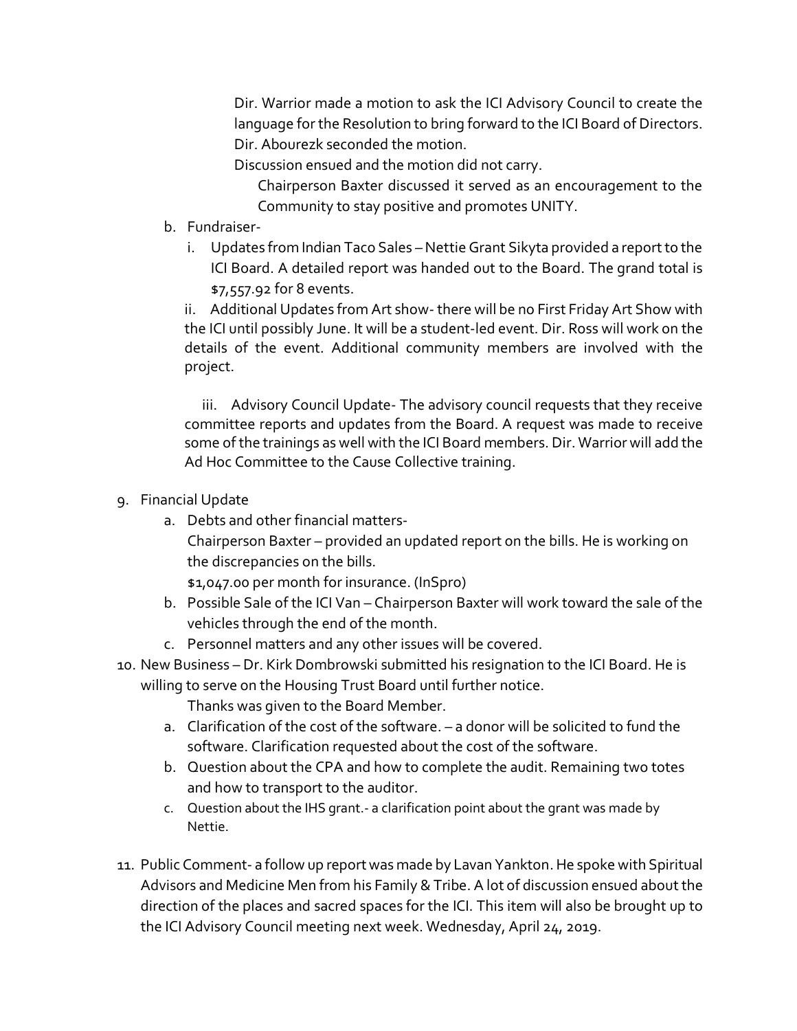Dir. Warrior made a motion to ask the ICI Advisory Council to create the language for the Resolution to bring forward to the ICI Board of Directors. Dir. Abourezk seconded the motion.

Discussion ensued and the motion did not carry.

Chairperson Baxter discussed it served as an encouragement to the Community to stay positive and promotes UNITY.

b. Fundraiser-
   i. Updates from Indian Taco Sales – Nettie Grant Sikyta provided a report to the ICI Board. A detailed report was handed out to the Board. The grand total is $7,557.92 for 8 events.

   ii. Additional Updates from Art show- there will be no First Friday Art Show with the ICI until possibly June. It will be a student-led event. Dir. Ross will work on the details of the event. Additional community members are involved with the project.

   iii. Advisory Council Update- The advisory council requests that they receive committee reports and updates from the Board. A request was made to receive some of the trainings as well with the ICI Board members. Dir. Warrior will add the Ad Hoc Committee to the Cause Collective training.

9. Financial Update
   a. Debts and other financial matters-
      Chairperson Baxter – provided an updated report on the bills. He is working on the discrepancies on the bills.
      $1,047.00 per month for insurance. (InSpro)
   b. Possible Sale of the ICI Van – Chairperson Baxter will work toward the sale of the vehicles through the end of the month.
   c. Personnel matters and any other issues will be covered.
10. New Business – Dr. Kirk Dombrowski submitted his resignation to the ICI Board. He is willing to serve on the Housing Trust Board until further notice.
    Thanks was given to the Board Member.
    a. Clarification of the cost of the software. – a donor will be solicited to fund the software. Clarification requested about the cost of the software.
    b. Question about the CPA and how to complete the audit. Remaining two totes and how to transport to the auditor.
    c. Question about the IHS grant.- a clarification point about the grant was made by Nettie.
11. Public Comment- a follow up report was made by Lavan Yankton. He spoke with Spiritual Advisors and Medicine Men from his Family & Tribe. A lot of discussion ensued about the direction of the places and sacred spaces for the ICI. This item will also be brought up to the ICI Advisory Council meeting next week. Wednesday, April 24, 2019.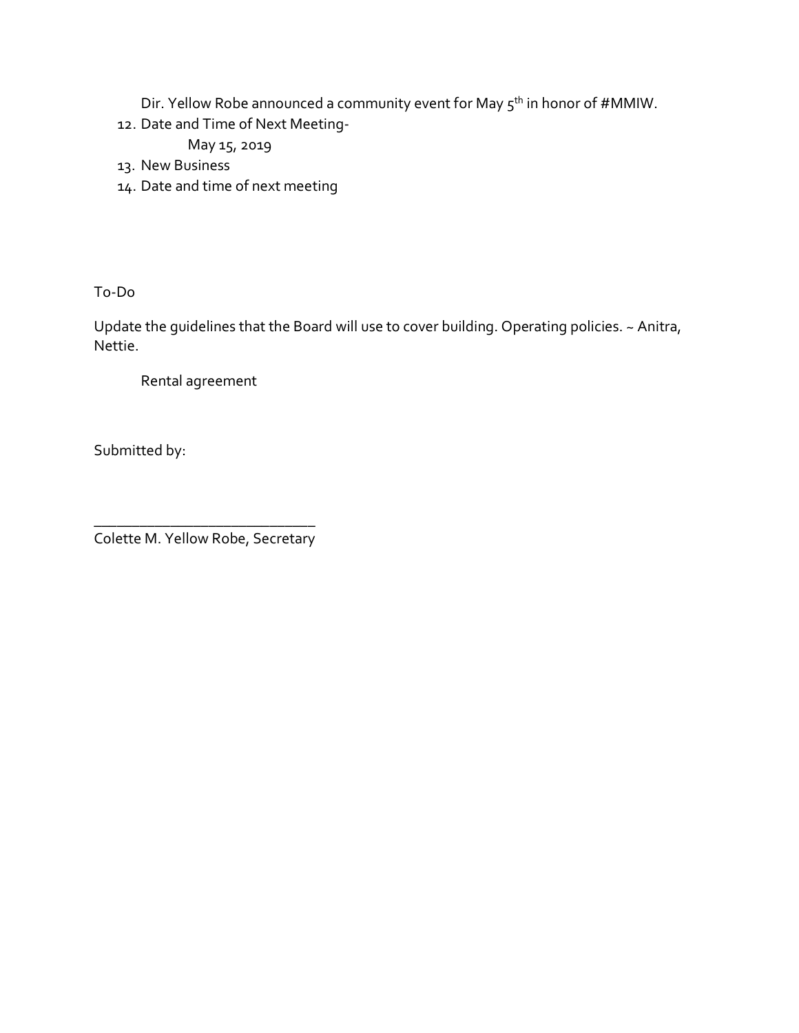Dir. Yellow Robe announced a community event for May 5th in honor of #MMIW.

12. Date and Time of Next Meeting-

    May 15, 2019

13. New Business
14. Date and time of next meeting

To-Do

Update the guidelines that the Board will use to cover building. Operating policies. ~ Anitra, Nettie.

Rental agreement

Submitted by:

\_\_\_\_\_\_\_\_\_\_\_\_\_\_\_\_\_\_\_\_\_\_\_\_\_\_\_\_

Colette M. Yellow Robe, Secretary